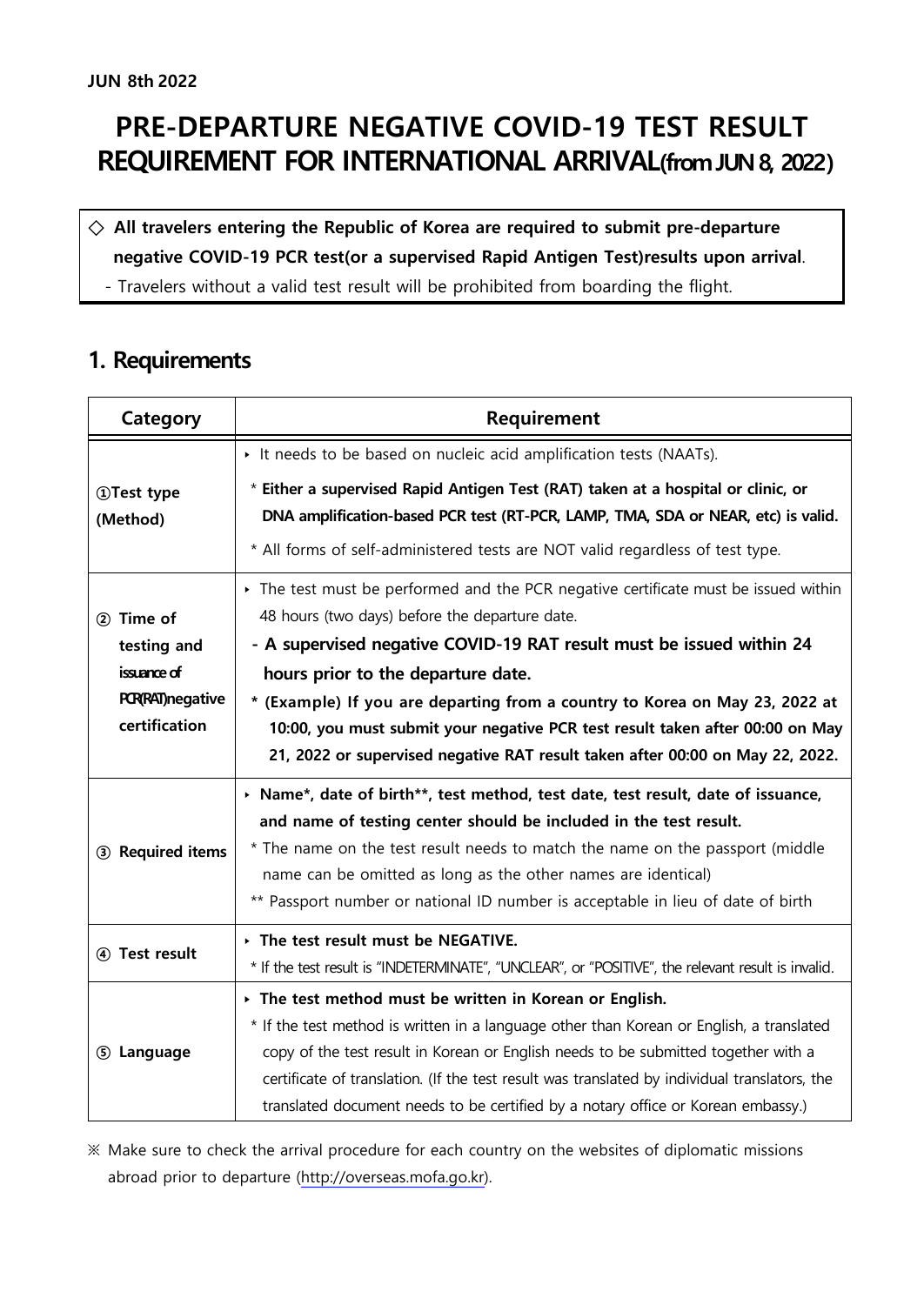**JUN 8th 2022**

# PRE-DEPARTURE NEGATIVE COVID-19 TEST RESULT REQUIREMENT FOR INTERNATIONAL ARRIVAL(from JUN 8, 2022)

◇ **All travelers entering the Republic of Korea are required to submit pre-departure negative COVID-19 PCR test(or a supervised Rapid Antigen Test)results upon arrival**.

- Travelers without a valid test result will be prohibited from boarding the flight.

## 1. Requirements

| Category | Requirement |
| --- | --- |
| ①Test type (Method) | ‣ It needs to be based on nucleic acid amplification tests (NAATs).<br>* **Either a supervised Rapid Antigen Test (RAT) taken at a hospital or clinic, or DNA amplification-based PCR test (RT-PCR, LAMP, TMA, SDA or NEAR, etc) is valid.**<br>* All forms of self-administered tests are NOT valid regardless of test type. |
| ② Time of testing and issuance of PCR(RAT)negative certification | ‣ The test must be performed and the PCR negative certificate must be issued within 48 hours (two days) before the departure date.<br>**- A supervised negative COVID-19 RAT result must be issued within 24 hours prior to the departure date.**<br>**\* (Example) If you are departing from a country to Korea on May 23, 2022 at 10:00, you must submit your negative PCR test result taken after 00:00 on May 21, 2022 or supervised negative RAT result taken after 00:00 on May 22, 2022.** |
| ③ Required items | ‣ **Name\*, date of birth\*\*, test method, test date, test result, date of issuance, and name of testing center should be included in the test result.**<br>* The name on the test result needs to match the name on the passport (middle name can be omitted as long as the other names are identical)<br>** Passport number or national ID number is acceptable in lieu of date of birth |
| ④ Test result | ‣ **The test result must be NEGATIVE.**<br>* If the test result is "INDETERMINATE", "UNCLEAR", or "POSITIVE", the relevant result is invalid. |
| ⑤ Language | ‣ **The test method must be written in Korean or English.**<br>* If the test method is written in a language other than Korean or English, a translated copy of the test result in Korean or English needs to be submitted together with a certificate of translation. (If the test result was translated by individual translators, the translated document needs to be certified by a notary office or Korean embassy.) |

※ Make sure to check the arrival procedure for each country on the websites of diplomatic missions abroad prior to departure (http://overseas.mofa.go.kr).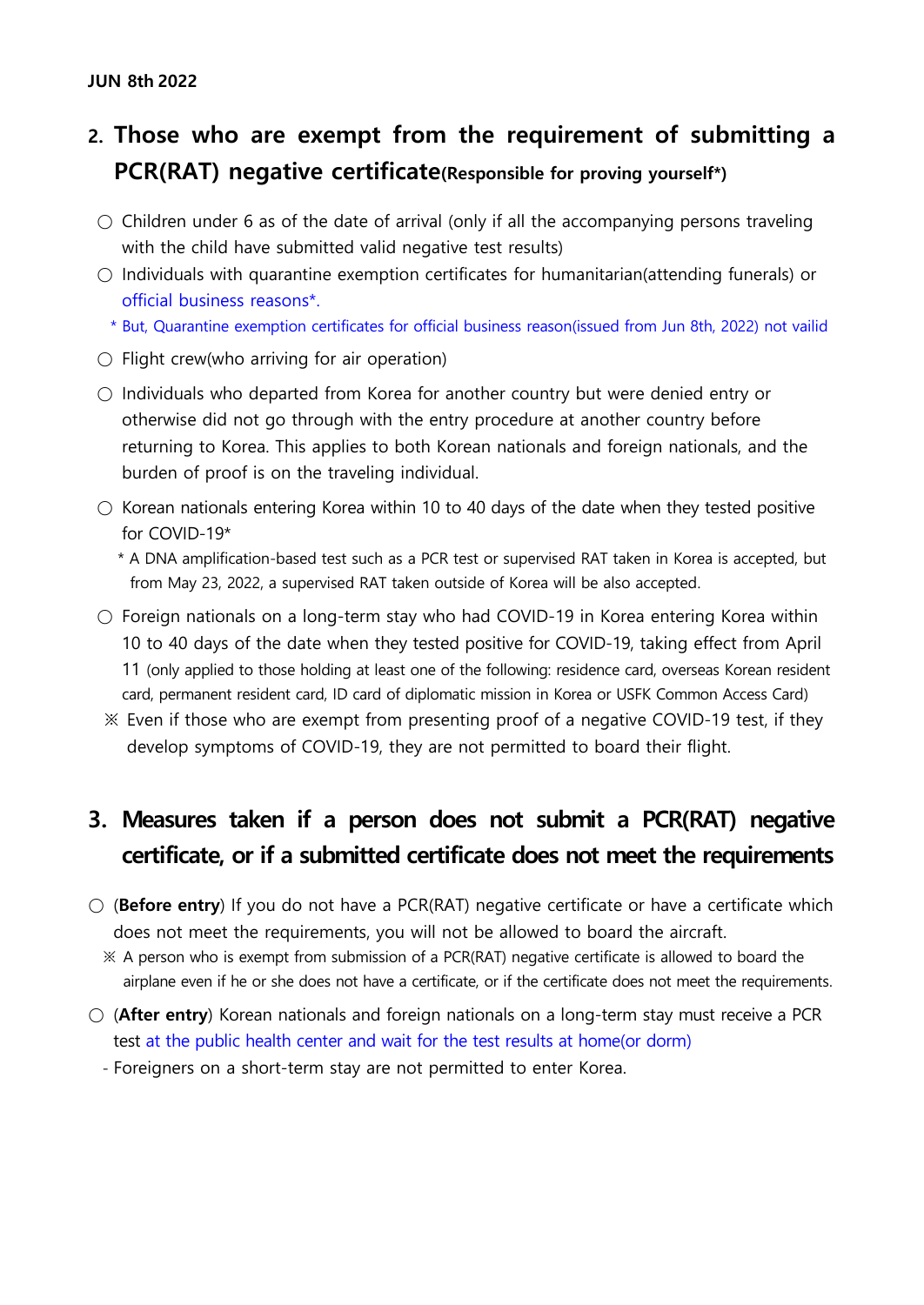**JUN 8th 2022**

## 2. Those who are exempt from the requirement of submitting a PCR(RAT) negative certificate(Responsible for proving yourself*)

○ Children under 6 as of the date of arrival (only if all the accompanying persons traveling with the child have submitted valid negative test results)

○ Individuals with quarantine exemption certificates for humanitarian(attending funerals) or official business reasons*.

\* But, Quarantine exemption certificates for official business reason(issued from Jun 8th, 2022) not vailid

○ Flight crew(who arriving for air operation)

○ Individuals who departed from Korea for another country but were denied entry or otherwise did not go through with the entry procedure at another country before returning to Korea. This applies to both Korean nationals and foreign nationals, and the burden of proof is on the traveling individual.

○ Korean nationals entering Korea within 10 to 40 days of the date when they tested positive for COVID-19*

\* A DNA amplification-based test such as a PCR test or supervised RAT taken in Korea is accepted, but from May 23, 2022, a supervised RAT taken outside of Korea will be also accepted.

○ Foreign nationals on a long-term stay who had COVID-19 in Korea entering Korea within 10 to 40 days of the date when they tested positive for COVID-19, taking effect from April 11 (only applied to those holding at least one of the following: residence card, overseas Korean resident card, permanent resident card, ID card of diplomatic mission in Korea or USFK Common Access Card)

※ Even if those who are exempt from presenting proof of a negative COVID-19 test, if they develop symptoms of COVID-19, they are not permitted to board their flight.

## 3. Measures taken if a person does not submit a PCR(RAT) negative certificate, or if a submitted certificate does not meet the requirements

○ (**Before entry**) If you do not have a PCR(RAT) negative certificate or have a certificate which does not meet the requirements, you will not be allowed to board the aircraft.

※ A person who is exempt from submission of a PCR(RAT) negative certificate is allowed to board the airplane even if he or she does not have a certificate, or if the certificate does not meet the requirements.

○ (**After entry**) Korean nationals and foreign nationals on a long-term stay must receive a PCR test at the public health center and wait for the test results at home(or dorm)

- Foreigners on a short-term stay are not permitted to enter Korea.